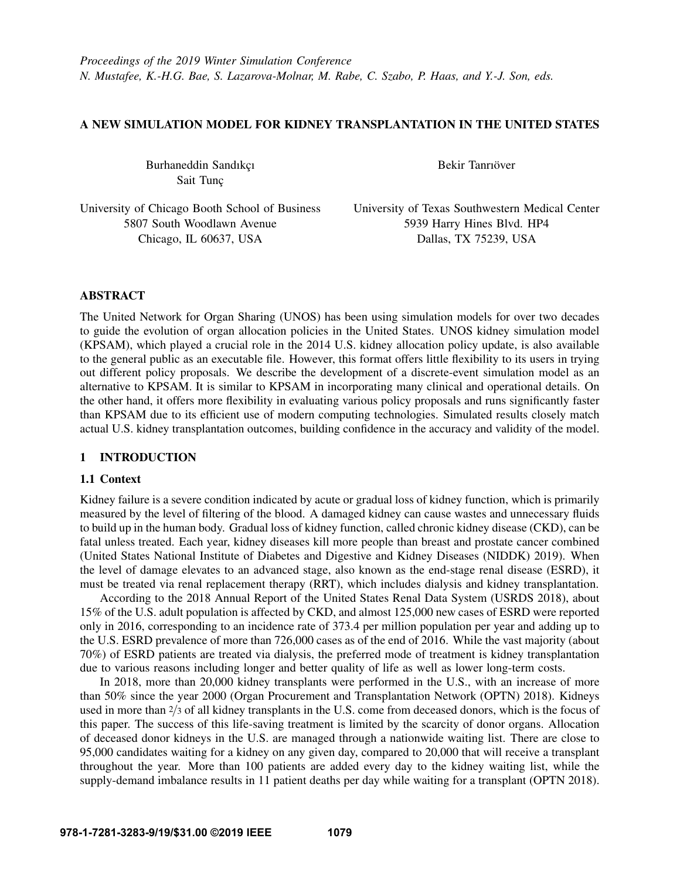*Proceedings of the 2019 Winter Simulation Conference*
*N. Mustafee, K.-H.G. Bae, S. Lazarova-Molnar, M. Rabe, C. Szabo, P. Haas, and Y.-J. Son, eds.*

# A NEW SIMULATION MODEL FOR KIDNEY TRANSPLANTATION IN THE UNITED STATES

Burhaneddin Sandıkçı
Sait Tunç

University of Chicago Booth School of Business
5807 South Woodlawn Avenue
Chicago, IL 60637, USA

Bekir Tanrıöver

University of Texas Southwestern Medical Center
5939 Harry Hines Blvd. HP4
Dallas, TX 75239, USA

## ABSTRACT

The United Network for Organ Sharing (UNOS) has been using simulation models for over two decades to guide the evolution of organ allocation policies in the United States. UNOS kidney simulation model (KPSAM), which played a crucial role in the 2014 U.S. kidney allocation policy update, is also available to the general public as an executable file. However, this format offers little flexibility to its users in trying out different policy proposals. We describe the development of a discrete-event simulation model as an alternative to KPSAM. It is similar to KPSAM in incorporating many clinical and operational details. On the other hand, it offers more flexibility in evaluating various policy proposals and runs significantly faster than KPSAM due to its efficient use of modern computing technologies. Simulated results closely match actual U.S. kidney transplantation outcomes, building confidence in the accuracy and validity of the model.

## 1 INTRODUCTION

### 1.1 Context

Kidney failure is a severe condition indicated by acute or gradual loss of kidney function, which is primarily measured by the level of filtering of the blood. A damaged kidney can cause wastes and unnecessary fluids to build up in the human body. Gradual loss of kidney function, called chronic kidney disease (CKD), can be fatal unless treated. Each year, kidney diseases kill more people than breast and prostate cancer combined (United States National Institute of Diabetes and Digestive and Kidney Diseases (NIDDK) 2019). When the level of damage elevates to an advanced stage, also known as the end-stage renal disease (ESRD), it must be treated via renal replacement therapy (RRT), which includes dialysis and kidney transplantation.

According to the 2018 Annual Report of the United States Renal Data System (USRDS 2018), about 15% of the U.S. adult population is affected by CKD, and almost 125,000 new cases of ESRD were reported only in 2016, corresponding to an incidence rate of 373.4 per million population per year and adding up to the U.S. ESRD prevalence of more than 726,000 cases as of the end of 2016. While the vast majority (about 70%) of ESRD patients are treated via dialysis, the preferred mode of treatment is kidney transplantation due to various reasons including longer and better quality of life as well as lower long-term costs.

In 2018, more than 20,000 kidney transplants were performed in the U.S., with an increase of more than 50% since the year 2000 (Organ Procurement and Transplantation Network (OPTN) 2018). Kidneys used in more than 2/3 of all kidney transplants in the U.S. come from deceased donors, which is the focus of this paper. The success of this life-saving treatment is limited by the scarcity of donor organs. Allocation of deceased donor kidneys in the U.S. are managed through a nationwide waiting list. There are close to 95,000 candidates waiting for a kidney on any given day, compared to 20,000 that will receive a transplant throughout the year. More than 100 patients are added every day to the kidney waiting list, while the supply-demand imbalance results in 11 patient deaths per day while waiting for a transplant (OPTN 2018).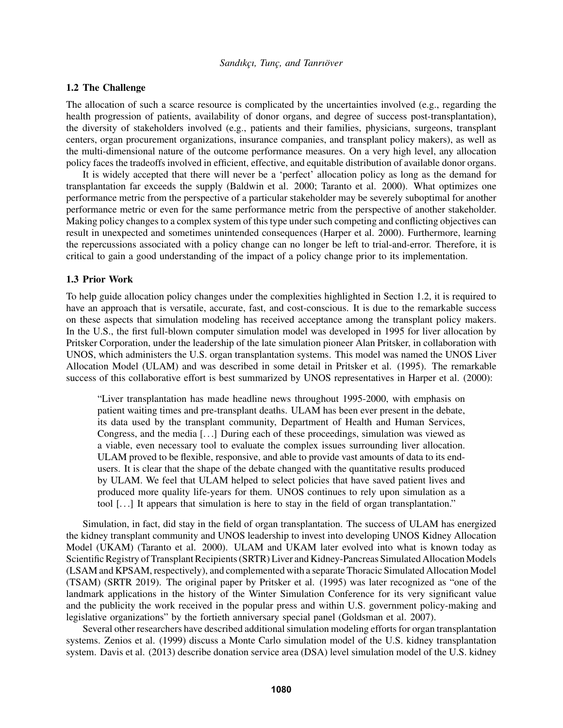### 1.2 The Challenge

The allocation of such a scarce resource is complicated by the uncertainties involved (e.g., regarding the health progression of patients, availability of donor organs, and degree of success post-transplantation), the diversity of stakeholders involved (e.g., patients and their families, physicians, surgeons, transplant centers, organ procurement organizations, insurance companies, and transplant policy makers), as well as the multi-dimensional nature of the outcome performance measures. On a very high level, any allocation policy faces the tradeoffs involved in efficient, effective, and equitable distribution of available donor organs.

It is widely accepted that there will never be a 'perfect' allocation policy as long as the demand for transplantation far exceeds the supply (Baldwin et al. 2000; Taranto et al. 2000). What optimizes one performance metric from the perspective of a particular stakeholder may be severely suboptimal for another performance metric or even for the same performance metric from the perspective of another stakeholder. Making policy changes to a complex system of this type under such competing and conflicting objectives can result in unexpected and sometimes unintended consequences (Harper et al. 2000). Furthermore, learning the repercussions associated with a policy change can no longer be left to trial-and-error. Therefore, it is critical to gain a good understanding of the impact of a policy change prior to its implementation.

### 1.3 Prior Work

To help guide allocation policy changes under the complexities highlighted in Section 1.2, it is required to have an approach that is versatile, accurate, fast, and cost-conscious. It is due to the remarkable success on these aspects that simulation modeling has received acceptance among the transplant policy makers. In the U.S., the first full-blown computer simulation model was developed in 1995 for liver allocation by Pritsker Corporation, under the leadership of the late simulation pioneer Alan Pritsker, in collaboration with UNOS, which administers the U.S. organ transplantation systems. This model was named the UNOS Liver Allocation Model (ULAM) and was described in some detail in Pritsker et al. (1995). The remarkable success of this collaborative effort is best summarized by UNOS representatives in Harper et al. (2000):

> "Liver transplantation has made headline news throughout 1995-2000, with emphasis on patient waiting times and pre-transplant deaths. ULAM has been ever present in the debate, its data used by the transplant community, Department of Health and Human Services, Congress, and the media [...] During each of these proceedings, simulation was viewed as a viable, even necessary tool to evaluate the complex issues surrounding liver allocation. ULAM proved to be flexible, responsive, and able to provide vast amounts of data to its end-users. It is clear that the shape of the debate changed with the quantitative results produced by ULAM. We feel that ULAM helped to select policies that have saved patient lives and produced more quality life-years for them. UNOS continues to rely upon simulation as a tool [...] It appears that simulation is here to stay in the field of organ transplantation."

Simulation, in fact, did stay in the field of organ transplantation. The success of ULAM has energized the kidney transplant community and UNOS leadership to invest into developing UNOS Kidney Allocation Model (UKAM) (Taranto et al. 2000). ULAM and UKAM later evolved into what is known today as Scientific Registry of Transplant Recipients (SRTR) Liver and Kidney-Pancreas Simulated Allocation Models (LSAM and KPSAM, respectively), and complemented with a separate Thoracic Simulated Allocation Model (TSAM) (SRTR 2019). The original paper by Pritsker et al. (1995) was later recognized as "one of the landmark applications in the history of the Winter Simulation Conference for its very significant value and the publicity the work received in the popular press and within U.S. government policy-making and legislative organizations" by the fortieth anniversary special panel (Goldsman et al. 2007).

Several other researchers have described additional simulation modeling efforts for organ transplantation systems. Zenios et al. (1999) discuss a Monte Carlo simulation model of the U.S. kidney transplantation system. Davis et al. (2013) describe donation service area (DSA) level simulation model of the U.S. kidney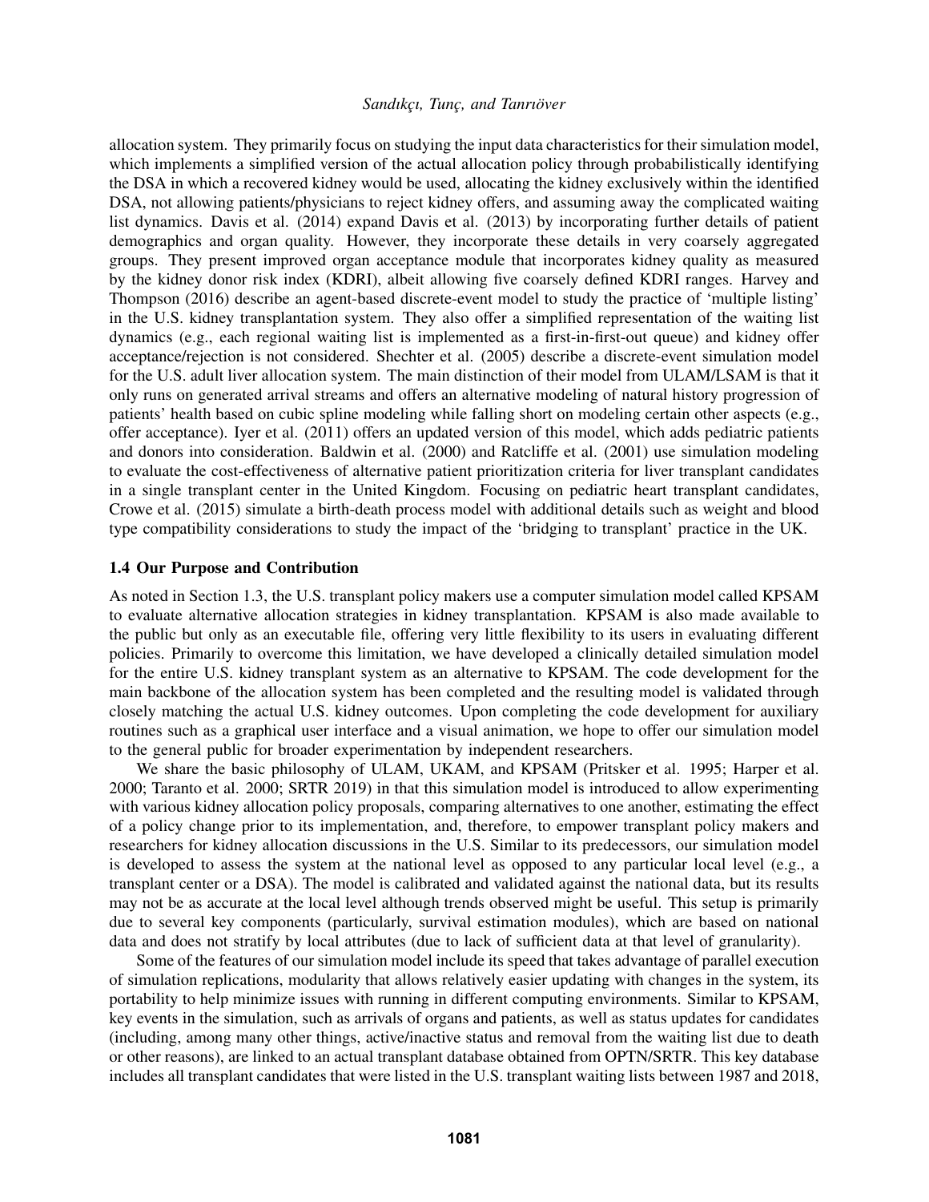allocation system. They primarily focus on studying the input data characteristics for their simulation model, which implements a simplified version of the actual allocation policy through probabilistically identifying the DSA in which a recovered kidney would be used, allocating the kidney exclusively within the identified DSA, not allowing patients/physicians to reject kidney offers, and assuming away the complicated waiting list dynamics. Davis et al. (2014) expand Davis et al. (2013) by incorporating further details of patient demographics and organ quality. However, they incorporate these details in very coarsely aggregated groups. They present improved organ acceptance module that incorporates kidney quality as measured by the kidney donor risk index (KDRI), albeit allowing five coarsely defined KDRI ranges. Harvey and Thompson (2016) describe an agent-based discrete-event model to study the practice of 'multiple listing' in the U.S. kidney transplantation system. They also offer a simplified representation of the waiting list dynamics (e.g., each regional waiting list is implemented as a first-in-first-out queue) and kidney offer acceptance/rejection is not considered. Shechter et al. (2005) describe a discrete-event simulation model for the U.S. adult liver allocation system. The main distinction of their model from ULAM/LSAM is that it only runs on generated arrival streams and offers an alternative modeling of natural history progression of patients' health based on cubic spline modeling while falling short on modeling certain other aspects (e.g., offer acceptance). Iyer et al. (2011) offers an updated version of this model, which adds pediatric patients and donors into consideration. Baldwin et al. (2000) and Ratcliffe et al. (2001) use simulation modeling to evaluate the cost-effectiveness of alternative patient prioritization criteria for liver transplant candidates in a single transplant center in the United Kingdom. Focusing on pediatric heart transplant candidates, Crowe et al. (2015) simulate a birth-death process model with additional details such as weight and blood type compatibility considerations to study the impact of the 'bridging to transplant' practice in the UK.

### 1.4 Our Purpose and Contribution

As noted in Section 1.3, the U.S. transplant policy makers use a computer simulation model called KPSAM to evaluate alternative allocation strategies in kidney transplantation. KPSAM is also made available to the public but only as an executable file, offering very little flexibility to its users in evaluating different policies. Primarily to overcome this limitation, we have developed a clinically detailed simulation model for the entire U.S. kidney transplant system as an alternative to KPSAM. The code development for the main backbone of the allocation system has been completed and the resulting model is validated through closely matching the actual U.S. kidney outcomes. Upon completing the code development for auxiliary routines such as a graphical user interface and a visual animation, we hope to offer our simulation model to the general public for broader experimentation by independent researchers.

We share the basic philosophy of ULAM, UKAM, and KPSAM (Pritsker et al. 1995; Harper et al. 2000; Taranto et al. 2000; SRTR 2019) in that this simulation model is introduced to allow experimenting with various kidney allocation policy proposals, comparing alternatives to one another, estimating the effect of a policy change prior to its implementation, and, therefore, to empower transplant policy makers and researchers for kidney allocation discussions in the U.S. Similar to its predecessors, our simulation model is developed to assess the system at the national level as opposed to any particular local level (e.g., a transplant center or a DSA). The model is calibrated and validated against the national data, but its results may not be as accurate at the local level although trends observed might be useful. This setup is primarily due to several key components (particularly, survival estimation modules), which are based on national data and does not stratify by local attributes (due to lack of sufficient data at that level of granularity).

Some of the features of our simulation model include its speed that takes advantage of parallel execution of simulation replications, modularity that allows relatively easier updating with changes in the system, its portability to help minimize issues with running in different computing environments. Similar to KPSAM, key events in the simulation, such as arrivals of organs and patients, as well as status updates for candidates (including, among many other things, active/inactive status and removal from the waiting list due to death or other reasons), are linked to an actual transplant database obtained from OPTN/SRTR. This key database includes all transplant candidates that were listed in the U.S. transplant waiting lists between 1987 and 2018,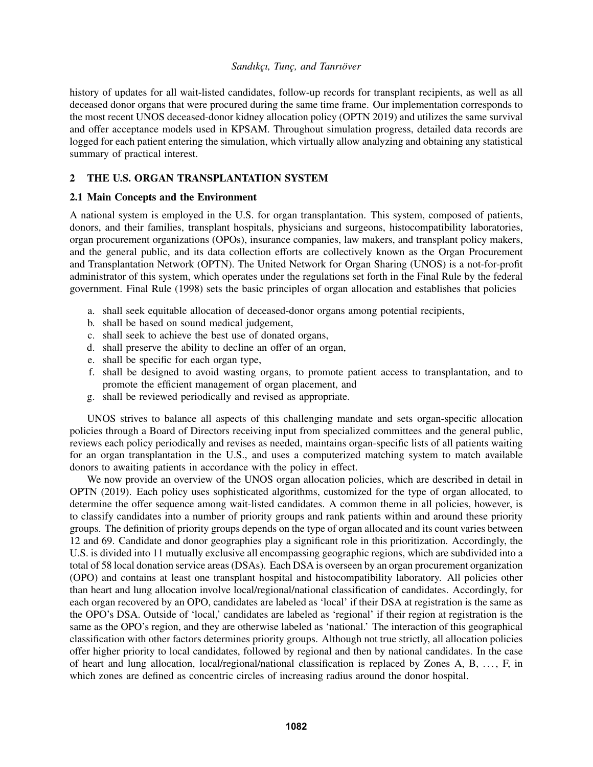history of updates for all wait-listed candidates, follow-up records for transplant recipients, as well as all deceased donor organs that were procured during the same time frame. Our implementation corresponds to the most recent UNOS deceased-donor kidney allocation policy (OPTN 2019) and utilizes the same survival and offer acceptance models used in KPSAM. Throughout simulation progress, detailed data records are logged for each patient entering the simulation, which virtually allow analyzing and obtaining any statistical summary of practical interest.

## 2 THE U.S. ORGAN TRANSPLANTATION SYSTEM

### 2.1 Main Concepts and the Environment

A national system is employed in the U.S. for organ transplantation. This system, composed of patients, donors, and their families, transplant hospitals, physicians and surgeons, histocompatibility laboratories, organ procurement organizations (OPOs), insurance companies, law makers, and transplant policy makers, and the general public, and its data collection efforts are collectively known as the Organ Procurement and Transplantation Network (OPTN). The United Network for Organ Sharing (UNOS) is a not-for-profit administrator of this system, which operates under the regulations set forth in the Final Rule by the federal government. Final Rule (1998) sets the basic principles of organ allocation and establishes that policies

a. shall seek equitable allocation of deceased-donor organs among potential recipients,
b. shall be based on sound medical judgement,
c. shall seek to achieve the best use of donated organs,
d. shall preserve the ability to decline an offer of an organ,
e. shall be specific for each organ type,
f. shall be designed to avoid wasting organs, to promote patient access to transplantation, and to promote the efficient management of organ placement, and
g. shall be reviewed periodically and revised as appropriate.

UNOS strives to balance all aspects of this challenging mandate and sets organ-specific allocation policies through a Board of Directors receiving input from specialized committees and the general public, reviews each policy periodically and revises as needed, maintains organ-specific lists of all patients waiting for an organ transplantation in the U.S., and uses a computerized matching system to match available donors to awaiting patients in accordance with the policy in effect.

We now provide an overview of the UNOS organ allocation policies, which are described in detail in OPTN (2019). Each policy uses sophisticated algorithms, customized for the type of organ allocated, to determine the offer sequence among wait-listed candidates. A common theme in all policies, however, is to classify candidates into a number of priority groups and rank patients within and around these priority groups. The definition of priority groups depends on the type of organ allocated and its count varies between 12 and 69. Candidate and donor geographies play a significant role in this prioritization. Accordingly, the U.S. is divided into 11 mutually exclusive all encompassing geographic regions, which are subdivided into a total of 58 local donation service areas (DSAs). Each DSA is overseen by an organ procurement organization (OPO) and contains at least one transplant hospital and histocompatibility laboratory. All policies other than heart and lung allocation involve local/regional/national classification of candidates. Accordingly, for each organ recovered by an OPO, candidates are labeled as 'local' if their DSA at registration is the same as the OPO's DSA. Outside of 'local,' candidates are labeled as 'regional' if their region at registration is the same as the OPO's region, and they are otherwise labeled as 'national.' The interaction of this geographical classification with other factors determines priority groups. Although not true strictly, all allocation policies offer higher priority to local candidates, followed by regional and then by national candidates. In the case of heart and lung allocation, local/regional/national classification is replaced by Zones A, B, ..., F, in which zones are defined as concentric circles of increasing radius around the donor hospital.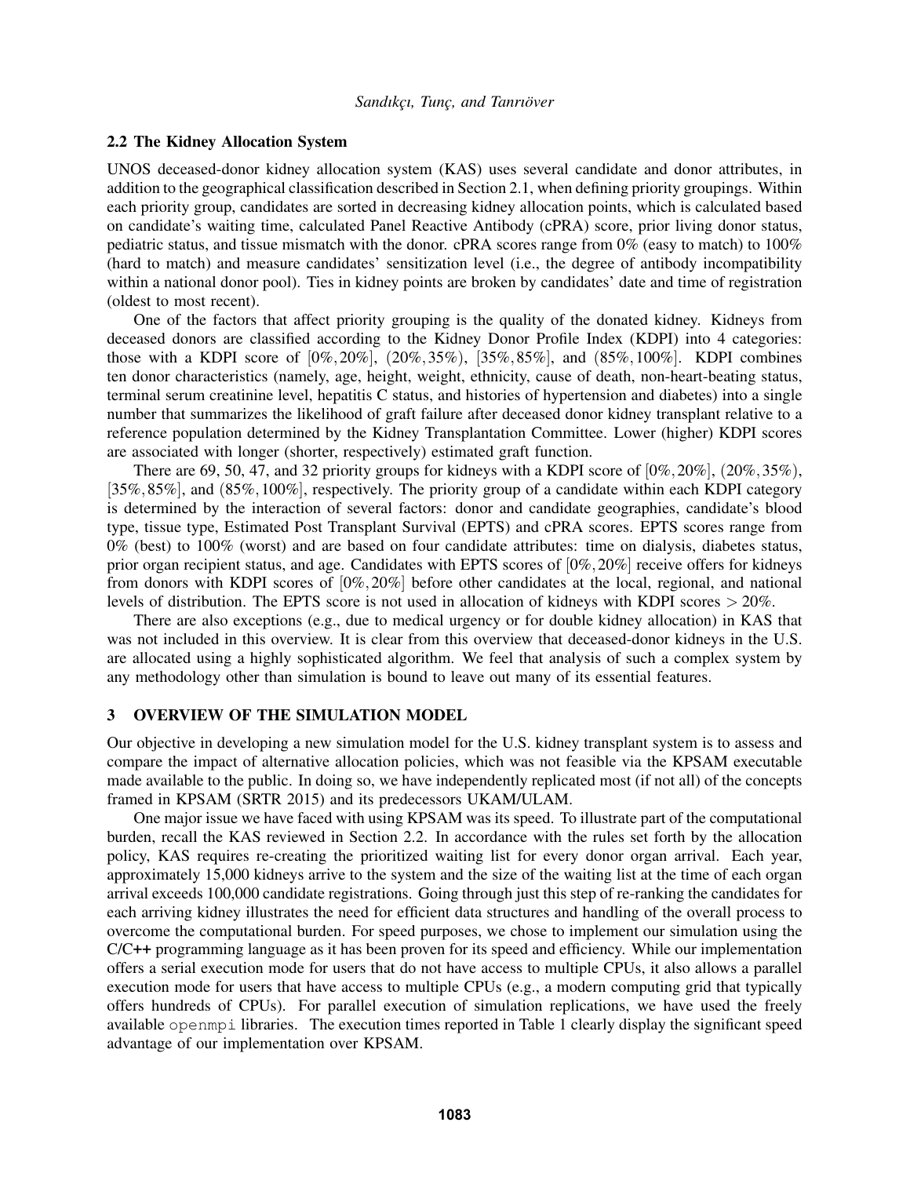### 2.2 The Kidney Allocation System

UNOS deceased-donor kidney allocation system (KAS) uses several candidate and donor attributes, in addition to the geographical classification described in Section 2.1, when defining priority groupings. Within each priority group, candidates are sorted in decreasing kidney allocation points, which is calculated based on candidate's waiting time, calculated Panel Reactive Antibody (cPRA) score, prior living donor status, pediatric status, and tissue mismatch with the donor. cPRA scores range from 0% (easy to match) to 100% (hard to match) and measure candidates' sensitization level (i.e., the degree of antibody incompatibility within a national donor pool). Ties in kidney points are broken by candidates' date and time of registration (oldest to most recent).

One of the factors that affect priority grouping is the quality of the donated kidney. Kidneys from deceased donors are classified according to the Kidney Donor Profile Index (KDPI) into 4 categories: those with a KDPI score of $[0\%, 20\%]$, $(20\%, 35\%)$, $[35\%, 85\%]$, and $(85\%, 100\%]$. KDPI combines ten donor characteristics (namely, age, height, weight, ethnicity, cause of death, non-heart-beating status, terminal serum creatinine level, hepatitis C status, and histories of hypertension and diabetes) into a single number that summarizes the likelihood of graft failure after deceased donor kidney transplant relative to a reference population determined by the Kidney Transplantation Committee. Lower (higher) KDPI scores are associated with longer (shorter, respectively) estimated graft function.

There are 69, 50, 47, and 32 priority groups for kidneys with a KDPI score of $[0\%, 20\%]$, $(20\%, 35\%)$, $[35\%, 85\%]$, and $(85\%, 100\%]$, respectively. The priority group of a candidate within each KDPI category is determined by the interaction of several factors: donor and candidate geographies, candidate's blood type, tissue type, Estimated Post Transplant Survival (EPTS) and cPRA scores. EPTS scores range from 0% (best) to 100% (worst) and are based on four candidate attributes: time on dialysis, diabetes status, prior organ recipient status, and age. Candidates with EPTS scores of $[0\%, 20\%]$ receive offers for kidneys from donors with KDPI scores of $[0\%, 20\%]$ before other candidates at the local, regional, and national levels of distribution. The EPTS score is not used in allocation of kidneys with KDPI scores $> 20\%$.

There are also exceptions (e.g., due to medical urgency or for double kidney allocation) in KAS that was not included in this overview. It is clear from this overview that deceased-donor kidneys in the U.S. are allocated using a highly sophisticated algorithm. We feel that analysis of such a complex system by any methodology other than simulation is bound to leave out many of its essential features.

## 3 OVERVIEW OF THE SIMULATION MODEL

Our objective in developing a new simulation model for the U.S. kidney transplant system is to assess and compare the impact of alternative allocation policies, which was not feasible via the KPSAM executable made available to the public. In doing so, we have independently replicated most (if not all) of the concepts framed in KPSAM (SRTR 2015) and its predecessors UKAM/ULAM.

One major issue we have faced with using KPSAM was its speed. To illustrate part of the computational burden, recall the KAS reviewed in Section 2.2. In accordance with the rules set forth by the allocation policy, KAS requires re-creating the prioritized waiting list for every donor organ arrival. Each year, approximately 15,000 kidneys arrive to the system and the size of the waiting list at the time of each organ arrival exceeds 100,000 candidate registrations. Going through just this step of re-ranking the candidates for each arriving kidney illustrates the need for efficient data structures and handling of the overall process to overcome the computational burden. For speed purposes, we chose to implement our simulation using the **C/C++** programming language as it has been proven for its speed and efficiency. While our implementation offers a serial execution mode for users that do not have access to multiple CPUs, it also allows a parallel execution mode for users that have access to multiple CPUs (e.g., a modern computing grid that typically offers hundreds of CPUs). For parallel execution of simulation replications, we have used the freely available `openmpi` libraries. The execution times reported in Table 1 clearly display the significant speed advantage of our implementation over KPSAM.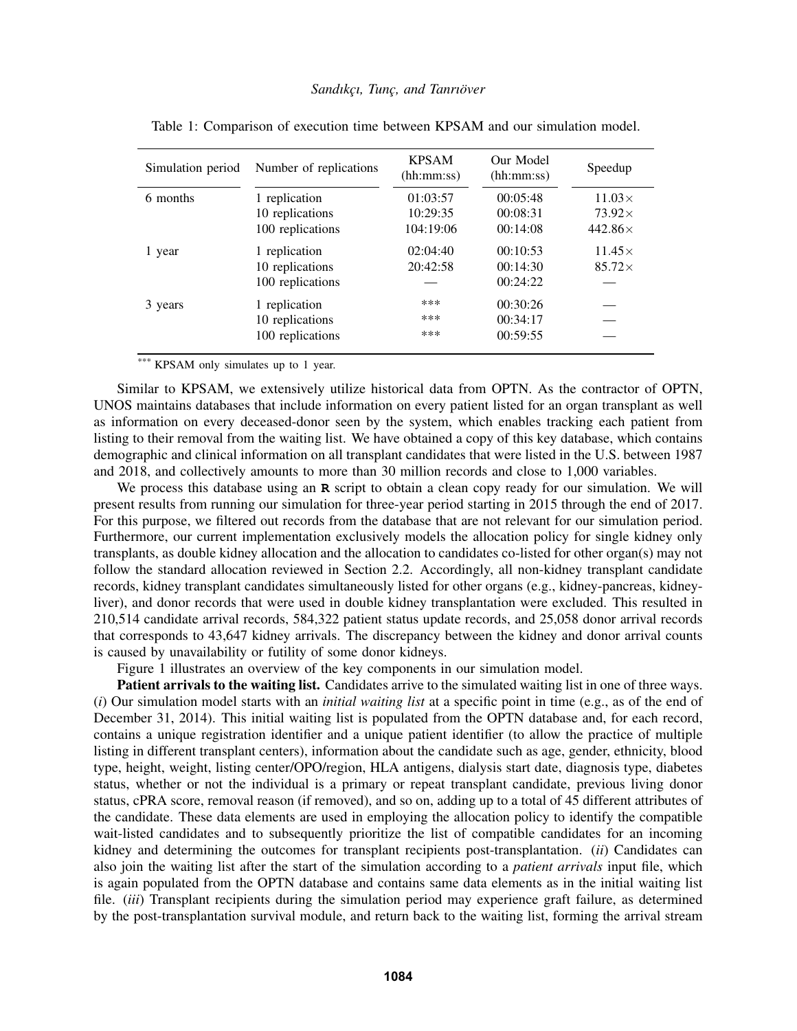Table 1: Comparison of execution time between KPSAM and our simulation model.

| Simulation period | Number of replications | KPSAM (hh:mm:ss) | Our Model (hh:mm:ss) | Speedup |
|---|---|---|---|---|
| 6 months | 1 replication | 01:03:57 | 00:05:48 | 11.03× |
| | 10 replications | 10:29:35 | 00:08:31 | 73.92× |
| | 100 replications | 104:19:06 | 00:14:08 | 442.86× |
| 1 year | 1 replication | 02:04:40 | 00:10:53 | 11.45× |
| | 10 replications | 20:42:58 | 00:14:30 | 85.72× |
| | 100 replications | — | 00:24:22 | — |
| 3 years | 1 replication | *** | 00:30:26 | — |
| | 10 replications | *** | 00:34:17 | — |
| | 100 replications | *** | 00:59:55 | — |

*** KPSAM only simulates up to 1 year.

Similar to KPSAM, we extensively utilize historical data from OPTN. As the contractor of OPTN, UNOS maintains databases that include information on every patient listed for an organ transplant as well as information on every deceased-donor seen by the system, which enables tracking each patient from listing to their removal from the waiting list. We have obtained a copy of this key database, which contains demographic and clinical information on all transplant candidates that were listed in the U.S. between 1987 and 2018, and collectively amounts to more than 30 million records and close to 1,000 variables.

We process this database using an **R** script to obtain a clean copy ready for our simulation. We will present results from running our simulation for three-year period starting in 2015 through the end of 2017. For this purpose, we filtered out records from the database that are not relevant for our simulation period. Furthermore, our current implementation exclusively models the allocation policy for single kidney only transplants, as double kidney allocation and the allocation to candidates co-listed for other organ(s) may not follow the standard allocation reviewed in Section 2.2. Accordingly, all non-kidney transplant candidate records, kidney transplant candidates simultaneously listed for other organs (e.g., kidney-pancreas, kidney-liver), and donor records that were used in double kidney transplantation were excluded. This resulted in 210,514 candidate arrival records, 584,322 patient status update records, and 25,058 donor arrival records that corresponds to 43,647 kidney arrivals. The discrepancy between the kidney and donor arrival counts is caused by unavailability or futility of some donor kidneys.

Figure 1 illustrates an overview of the key components in our simulation model.

**Patient arrivals to the waiting list.** Candidates arrive to the simulated waiting list in one of three ways. (*i*) Our simulation model starts with an *initial waiting list* at a specific point in time (e.g., as of the end of December 31, 2014). This initial waiting list is populated from the OPTN database and, for each record, contains a unique registration identifier and a unique patient identifier (to allow the practice of multiple listing in different transplant centers), information about the candidate such as age, gender, ethnicity, blood type, height, weight, listing center/OPO/region, HLA antigens, dialysis start date, diagnosis type, diabetes status, whether or not the individual is a primary or repeat transplant candidate, previous living donor status, cPRA score, removal reason (if removed), and so on, adding up to a total of 45 different attributes of the candidate. These data elements are used in employing the allocation policy to identify the compatible wait-listed candidates and to subsequently prioritize the list of compatible candidates for an incoming kidney and determining the outcomes for transplant recipients post-transplantation. (*ii*) Candidates can also join the waiting list after the start of the simulation according to a *patient arrivals* input file, which is again populated from the OPTN database and contains same data elements as in the initial waiting list file. (*iii*) Transplant recipients during the simulation period may experience graft failure, as determined by the post-transplantation survival module, and return back to the waiting list, forming the arrival stream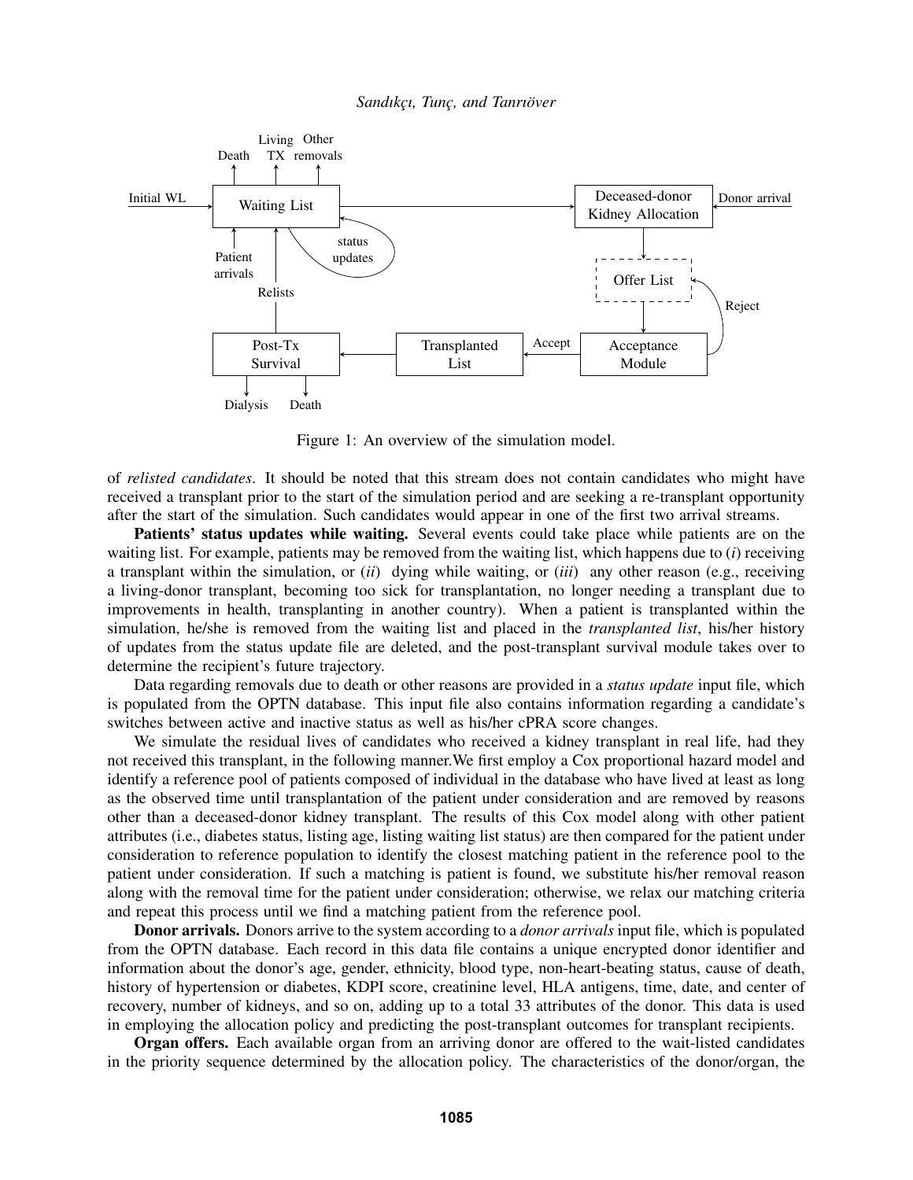Initial WL

Waiting List

Death

Living TX

Other removals

Patient arrivals

Relists

status updates

Deceased-donor Kidney Allocation

Donor arrival

Offer List

Reject

Acceptance Module

Accept

Transplanted List

Post-Tx Survival

Dialysis

Death

Figure 1: An overview of the simulation model.

of *relisted candidates*. It should be noted that this stream does not contain candidates who might have received a transplant prior to the start of the simulation period and are seeking a re-transplant opportunity after the start of the simulation. Such candidates would appear in one of the first two arrival streams.

**Patients' status updates while waiting.** Several events could take place while patients are on the waiting list. For example, patients may be removed from the waiting list, which happens due to (*i*) receiving a transplant within the simulation, or (*ii*) dying while waiting, or (*iii*) any other reason (e.g., receiving a living-donor transplant, becoming too sick for transplantation, no longer needing a transplant due to improvements in health, transplanting in another country). When a patient is transplanted within the simulation, he/she is removed from the waiting list and placed in the *transplanted list*, his/her history of updates from the status update file are deleted, and the post-transplant survival module takes over to determine the recipient's future trajectory.

Data regarding removals due to death or other reasons are provided in a *status update* input file, which is populated from the OPTN database. This input file also contains information regarding a candidate's switches between active and inactive status as well as his/her cPRA score changes.

We simulate the residual lives of candidates who received a kidney transplant in real life, had they not received this transplant, in the following manner.We first employ a Cox proportional hazard model and identify a reference pool of patients composed of individual in the database who have lived at least as long as the observed time until transplantation of the patient under consideration and are removed by reasons other than a deceased-donor kidney transplant. The results of this Cox model along with other patient attributes (i.e., diabetes status, listing age, listing waiting list status) are then compared for the patient under consideration to reference population to identify the closest matching patient in the reference pool to the patient under consideration. If such a matching is patient is found, we substitute his/her removal reason along with the removal time for the patient under consideration; otherwise, we relax our matching criteria and repeat this process until we find a matching patient from the reference pool.

**Donor arrivals.** Donors arrive to the system according to a *donor arrivals* input file, which is populated from the OPTN database. Each record in this data file contains a unique encrypted donor identifier and information about the donor's age, gender, ethnicity, blood type, non-heart-beating status, cause of death, history of hypertension or diabetes, KDPI score, creatinine level, HLA antigens, time, date, and center of recovery, number of kidneys, and so on, adding up to a total 33 attributes of the donor. This data is used in employing the allocation policy and predicting the post-transplant outcomes for transplant recipients.

**Organ offers.** Each available organ from an arriving donor are offered to the wait-listed candidates in the priority sequence determined by the allocation policy. The characteristics of the donor/organ, the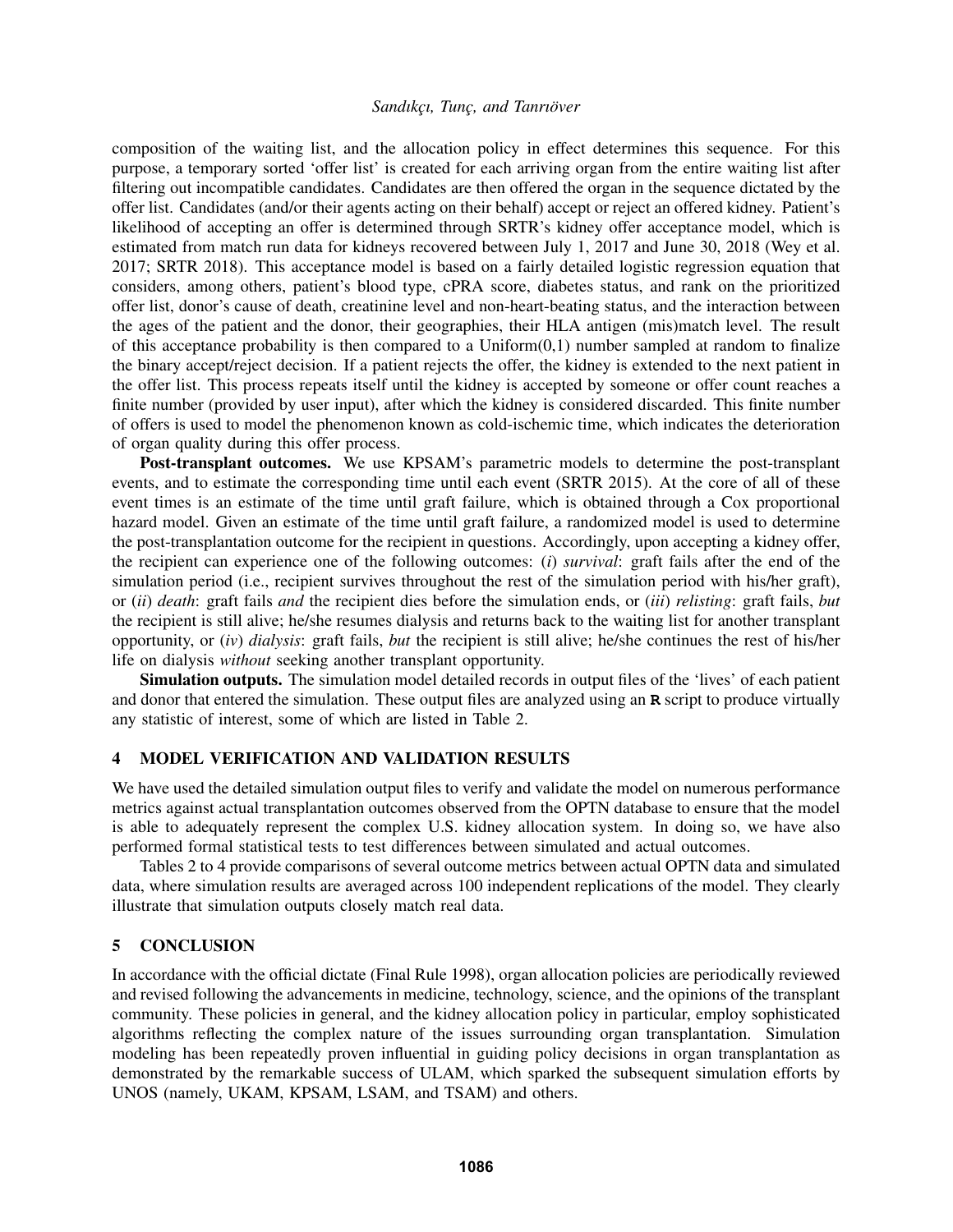composition of the waiting list, and the allocation policy in effect determines this sequence. For this purpose, a temporary sorted 'offer list' is created for each arriving organ from the entire waiting list after filtering out incompatible candidates. Candidates are then offered the organ in the sequence dictated by the offer list. Candidates (and/or their agents acting on their behalf) accept or reject an offered kidney. Patient's likelihood of accepting an offer is determined through SRTR's kidney offer acceptance model, which is estimated from match run data for kidneys recovered between July 1, 2017 and June 30, 2018 (Wey et al. 2017; SRTR 2018). This acceptance model is based on a fairly detailed logistic regression equation that considers, among others, patient's blood type, cPRA score, diabetes status, and rank on the prioritized offer list, donor's cause of death, creatinine level and non-heart-beating status, and the interaction between the ages of the patient and the donor, their geographies, their HLA antigen (mis)match level. The result of this acceptance probability is then compared to a Uniform(0,1) number sampled at random to finalize the binary accept/reject decision. If a patient rejects the offer, the kidney is extended to the next patient in the offer list. This process repeats itself until the kidney is accepted by someone or offer count reaches a finite number (provided by user input), after which the kidney is considered discarded. This finite number of offers is used to model the phenomenon known as cold-ischemic time, which indicates the deterioration of organ quality during this offer process.

**Post-transplant outcomes.** We use KPSAM's parametric models to determine the post-transplant events, and to estimate the corresponding time until each event (SRTR 2015). At the core of all of these event times is an estimate of the time until graft failure, which is obtained through a Cox proportional hazard model. Given an estimate of the time until graft failure, a randomized model is used to determine the post-transplantation outcome for the recipient in questions. Accordingly, upon accepting a kidney offer, the recipient can experience one of the following outcomes: (*i*) *survival*: graft fails after the end of the simulation period (i.e., recipient survives throughout the rest of the simulation period with his/her graft), or (*ii*) *death*: graft fails *and* the recipient dies before the simulation ends, or (*iii*) *relisting*: graft fails, *but* the recipient is still alive; he/she resumes dialysis and returns back to the waiting list for another transplant opportunity, or (*iv*) *dialysis*: graft fails, *but* the recipient is still alive; he/she continues the rest of his/her life on dialysis *without* seeking another transplant opportunity.

**Simulation outputs.** The simulation model detailed records in output files of the 'lives' of each patient and donor that entered the simulation. These output files are analyzed using an **R** script to produce virtually any statistic of interest, some of which are listed in Table 2.

## 4 MODEL VERIFICATION AND VALIDATION RESULTS

We have used the detailed simulation output files to verify and validate the model on numerous performance metrics against actual transplantation outcomes observed from the OPTN database to ensure that the model is able to adequately represent the complex U.S. kidney allocation system. In doing so, we have also performed formal statistical tests to test differences between simulated and actual outcomes.

Tables 2 to 4 provide comparisons of several outcome metrics between actual OPTN data and simulated data, where simulation results are averaged across 100 independent replications of the model. They clearly illustrate that simulation outputs closely match real data.

## 5 CONCLUSION

In accordance with the official dictate (Final Rule 1998), organ allocation policies are periodically reviewed and revised following the advancements in medicine, technology, science, and the opinions of the transplant community. These policies in general, and the kidney allocation policy in particular, employ sophisticated algorithms reflecting the complex nature of the issues surrounding organ transplantation. Simulation modeling has been repeatedly proven influential in guiding policy decisions in organ transplantation as demonstrated by the remarkable success of ULAM, which sparked the subsequent simulation efforts by UNOS (namely, UKAM, KPSAM, LSAM, and TSAM) and others.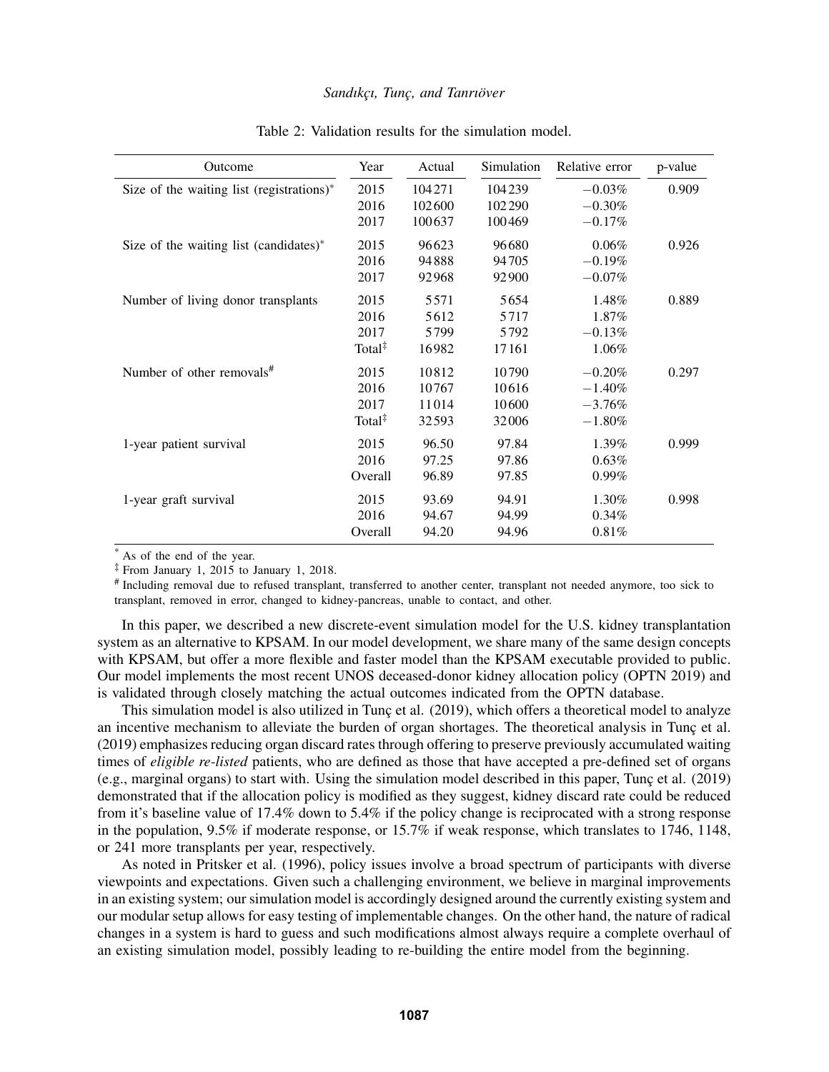Table 2: Validation results for the simulation model.

| Outcome | Year | Actual | Simulation | Relative error | p-value |
|---|---|---|---|---|---|
| Size of the waiting list (registrations)* | 2015 | 104 271 | 104 239 | −0.03% | 0.909 |
| | 2016 | 102 600 | 102 290 | −0.30% | |
| | 2017 | 100 637 | 100 469 | −0.17% | |
| Size of the waiting list (candidates)* | 2015 | 96 623 | 96 680 | 0.06% | 0.926 |
| | 2016 | 94 888 | 94 705 | −0.19% | |
| | 2017 | 92 968 | 92 900 | −0.07% | |
| Number of living donor transplants | 2015 | 5571 | 5654 | 1.48% | 0.889 |
| | 2016 | 5612 | 5717 | 1.87% | |
| | 2017 | 5799 | 5792 | −0.13% | |
| | Total‡ | 16982 | 17161 | 1.06% | |
| Number of other removals# | 2015 | 10812 | 10790 | −0.20% | 0.297 |
| | 2016 | 10767 | 10616 | −1.40% | |
| | 2017 | 11014 | 10600 | −3.76% | |
| | Total‡ | 32593 | 32006 | −1.80% | |
| 1-year patient survival | 2015 | 96.50 | 97.84 | 1.39% | 0.999 |
| | 2016 | 97.25 | 97.86 | 0.63% | |
| | Overall | 96.89 | 97.85 | 0.99% | |
| 1-year graft survival | 2015 | 93.69 | 94.91 | 1.30% | 0.998 |
| | 2016 | 94.67 | 94.99 | 0.34% | |
| | Overall | 94.20 | 94.96 | 0.81% | |

* As of the end of the year.

‡ From January 1, 2015 to January 1, 2018.

# Including removal due to refused transplant, transferred to another center, transplant not needed anymore, too sick to transplant, removed in error, changed to kidney-pancreas, unable to contact, and other.

In this paper, we described a new discrete-event simulation model for the U.S. kidney transplantation system as an alternative to KPSAM. In our model development, we share many of the same design concepts with KPSAM, but offer a more flexible and faster model than the KPSAM executable provided to public. Our model implements the most recent UNOS deceased-donor kidney allocation policy (OPTN 2019) and is validated through closely matching the actual outcomes indicated from the OPTN database.

This simulation model is also utilized in Tunç et al. (2019), which offers a theoretical model to analyze an incentive mechanism to alleviate the burden of organ shortages. The theoretical analysis in Tunç et al. (2019) emphasizes reducing organ discard rates through offering to preserve previously accumulated waiting times of *eligible re-listed* patients, who are defined as those that have accepted a pre-defined set of organs (e.g., marginal organs) to start with. Using the simulation model described in this paper, Tunç et al. (2019) demonstrated that if the allocation policy is modified as they suggest, kidney discard rate could be reduced from it's baseline value of 17.4% down to 5.4% if the policy change is reciprocated with a strong response in the population, 9.5% if moderate response, or 15.7% if weak response, which translates to 1746, 1148, or 241 more transplants per year, respectively.

As noted in Pritsker et al. (1996), policy issues involve a broad spectrum of participants with diverse viewpoints and expectations. Given such a challenging environment, we believe in marginal improvements in an existing system; our simulation model is accordingly designed around the currently existing system and our modular setup allows for easy testing of implementable changes. On the other hand, the nature of radical changes in a system is hard to guess and such modifications almost always require a complete overhaul of an existing simulation model, possibly leading to re-building the entire model from the beginning.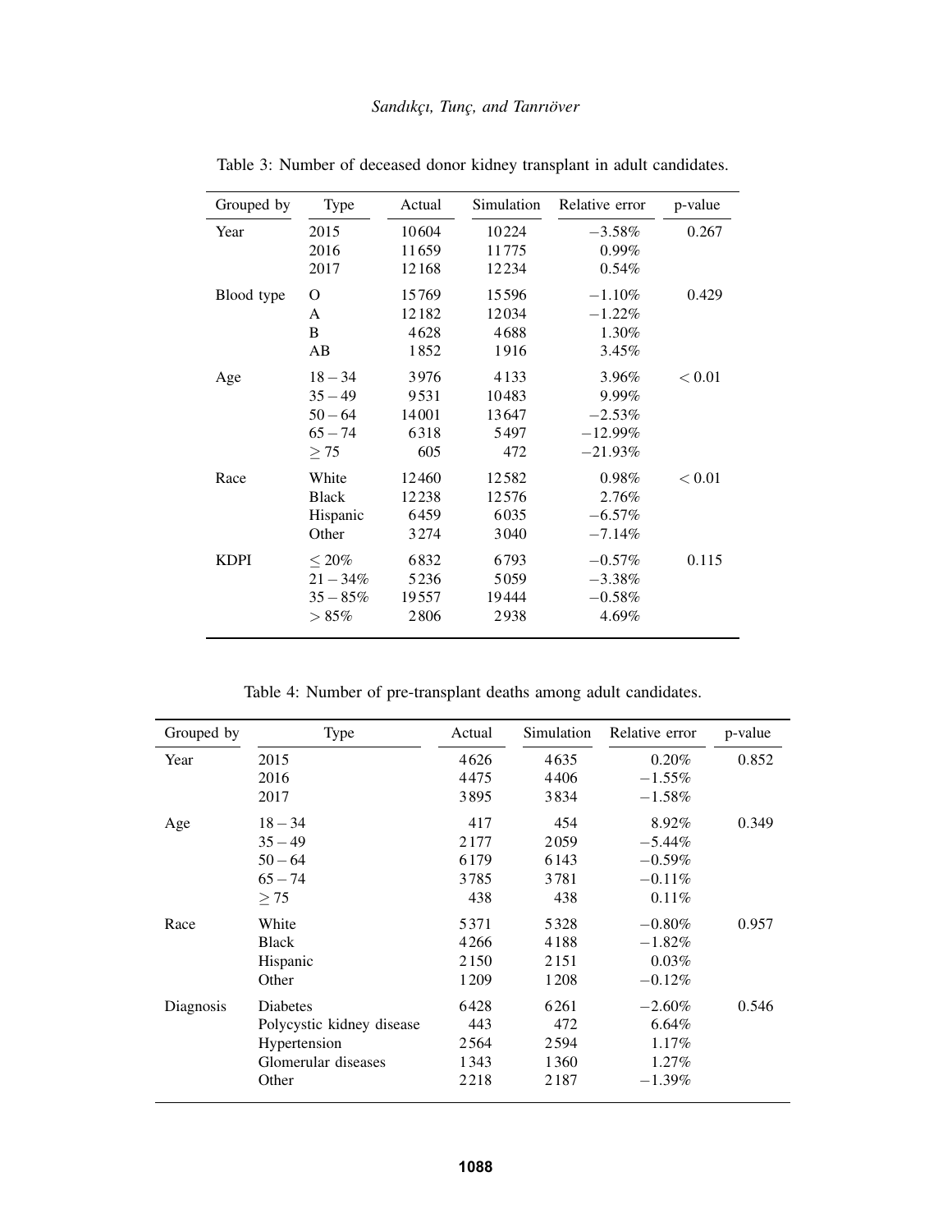Table 3: Number of deceased donor kidney transplant in adult candidates.

| Grouped by | Type | Actual | Simulation | Relative error | p-value |
|---|---|---|---|---|---|
| Year | 2015 | 10604 | 10224 | −3.58% | 0.267 |
| | 2016 | 11659 | 11775 | 0.99% | |
| | 2017 | 12168 | 12234 | 0.54% | |
| Blood type | O | 15769 | 15596 | −1.10% | 0.429 |
| | A | 12182 | 12034 | −1.22% | |
| | B | 4628 | 4688 | 1.30% | |
| | AB | 1852 | 1916 | 3.45% | |
| Age | $18-34$ | 3976 | 4133 | 3.96% | $< 0.01$ |
| | $35-49$ | 9531 | 10483 | 9.99% | |
| | $50-64$ | 14001 | 13647 | −2.53% | |
| | $65-74$ | 6318 | 5497 | −12.99% | |
| | $\geq 75$ | 605 | 472 | −21.93% | |
| Race | White | 12460 | 12582 | 0.98% | $< 0.01$ |
| | Black | 12238 | 12576 | 2.76% | |
| | Hispanic | 6459 | 6035 | −6.57% | |
| | Other | 3274 | 3040 | −7.14% | |
| KDPI | $\leq 20\%$ | 6832 | 6793 | −0.57% | 0.115 |
| | $21-34\%$ | 5236 | 5059 | −3.38% | |
| | $35-85\%$ | 19557 | 19444 | −0.58% | |
| | $> 85\%$ | 2806 | 2938 | 4.69% | |

Table 4: Number of pre-transplant deaths among adult candidates.

| Grouped by | Type | Actual | Simulation | Relative error | p-value |
|---|---|---|---|---|---|
| Year | 2015 | 4626 | 4635 | 0.20% | 0.852 |
| | 2016 | 4475 | 4406 | −1.55% | |
| | 2017 | 3895 | 3834 | −1.58% | |
| Age | $18-34$ | 417 | 454 | 8.92% | 0.349 |
| | $35-49$ | 2177 | 2059 | −5.44% | |
| | $50-64$ | 6179 | 6143 | −0.59% | |
| | $65-74$ | 3785 | 3781 | −0.11% | |
| | $\geq 75$ | 438 | 438 | 0.11% | |
| Race | White | 5371 | 5328 | −0.80% | 0.957 |
| | Black | 4266 | 4188 | −1.82% | |
| | Hispanic | 2150 | 2151 | 0.03% | |
| | Other | 1209 | 1208 | −0.12% | |
| Diagnosis | Diabetes | 6428 | 6261 | −2.60% | 0.546 |
| | Polycystic kidney disease | 443 | 472 | 6.64% | |
| | Hypertension | 2564 | 2594 | 1.17% | |
| | Glomerular diseases | 1343 | 1360 | 1.27% | |
| | Other | 2218 | 2187 | −1.39% | |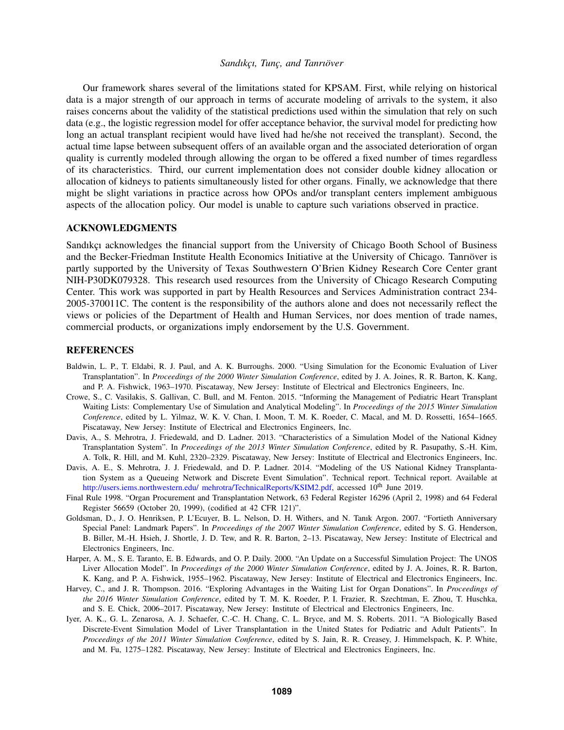Our framework shares several of the limitations stated for KPSAM. First, while relying on historical data is a major strength of our approach in terms of accurate modeling of arrivals to the system, it also raises concerns about the validity of the statistical predictions used within the simulation that rely on such data (e.g., the logistic regression model for offer acceptance behavior, the survival model for predicting how long an actual transplant recipient would have lived had he/she not received the transplant). Second, the actual time lapse between subsequent offers of an available organ and the associated deterioration of organ quality is currently modeled through allowing the organ to be offered a fixed number of times regardless of its characteristics. Third, our current implementation does not consider double kidney allocation or allocation of kidneys to patients simultaneously listed for other organs. Finally, we acknowledge that there might be slight variations in practice across how OPOs and/or transplant centers implement ambiguous aspects of the allocation policy. Our model is unable to capture such variations observed in practice.

## ACKNOWLEDGMENTS

Sandıkçı acknowledges the financial support from the University of Chicago Booth School of Business and the Becker-Friedman Institute Health Economics Initiative at the University of Chicago. Tanrıöver is partly supported by the University of Texas Southwestern O'Brien Kidney Research Core Center grant NIH-P30DK079328. This research used resources from the University of Chicago Research Computing Center. This work was supported in part by Health Resources and Services Administration contract 234-2005-370011C. The content is the responsibility of the authors alone and does not necessarily reflect the views or policies of the Department of Health and Human Services, nor does mention of trade names, commercial products, or organizations imply endorsement by the U.S. Government.

## REFERENCES

Baldwin, L. P., T. Eldabi, R. J. Paul, and A. K. Burroughs. 2000. "Using Simulation for the Economic Evaluation of Liver Transplantation". In *Proceedings of the 2000 Winter Simulation Conference*, edited by J. A. Joines, R. R. Barton, K. Kang, and P. A. Fishwick, 1963–1970. Piscataway, New Jersey: Institute of Electrical and Electronics Engineers, Inc.

Crowe, S., C. Vasilakis, S. Gallivan, C. Bull, and M. Fenton. 2015. "Informing the Management of Pediatric Heart Transplant Waiting Lists: Complementary Use of Simulation and Analytical Modeling". In *Proceedings of the 2015 Winter Simulation Conference*, edited by L. Yilmaz, W. K. V. Chan, I. Moon, T. M. K. Roeder, C. Macal, and M. D. Rossetti, 1654–1665. Piscataway, New Jersey: Institute of Electrical and Electronics Engineers, Inc.

Davis, A., S. Mehrotra, J. Friedewald, and D. Ladner. 2013. "Characteristics of a Simulation Model of the National Kidney Transplantation System". In *Proceedings of the 2013 Winter Simulation Conference*, edited by R. Pasupathy, S.-H. Kim, A. Tolk, R. Hill, and M. Kuhl, 2320–2329. Piscataway, New Jersey: Institute of Electrical and Electronics Engineers, Inc.

Davis, A. E., S. Mehrotra, J. J. Friedewald, and D. P. Ladner. 2014. "Modeling of the US National Kidney Transplantation System as a Queueing Network and Discrete Event Simulation". Technical report. Technical report. Available at http://users.iems.northwestern.edu/ mehrotra/TechnicalReports/KSIM2.pdf, accessed 10th June 2019.

Final Rule 1998. "Organ Procurement and Transplantation Network, 63 Federal Register 16296 (April 2, 1998) and 64 Federal Register 56659 (October 20, 1999), (codified at 42 CFR 121)".

Goldsman, D., J. O. Henriksen, P. L'Ecuyer, B. L. Nelson, D. H. Withers, and N. Tanık Argon. 2007. "Fortieth Anniversary Special Panel: Landmark Papers". In *Proceedings of the 2007 Winter Simulation Conference*, edited by S. G. Henderson, B. Biller, M.-H. Hsieh, J. Shortle, J. D. Tew, and R. R. Barton, 2–13. Piscataway, New Jersey: Institute of Electrical and Electronics Engineers, Inc.

Harper, A. M., S. E. Taranto, E. B. Edwards, and O. P. Daily. 2000. "An Update on a Successful Simulation Project: The UNOS Liver Allocation Model". In *Proceedings of the 2000 Winter Simulation Conference*, edited by J. A. Joines, R. R. Barton, K. Kang, and P. A. Fishwick, 1955–1962. Piscataway, New Jersey: Institute of Electrical and Electronics Engineers, Inc.

Harvey, C., and J. R. Thompson. 2016. "Exploring Advantages in the Waiting List for Organ Donations". In *Proceedings of the 2016 Winter Simulation Conference*, edited by T. M. K. Roeder, P. I. Frazier, R. Szechtman, E. Zhou, T. Huschka, and S. E. Chick, 2006–2017. Piscataway, New Jersey: Institute of Electrical and Electronics Engineers, Inc.

Iyer, A. K., G. L. Zenarosa, A. J. Schaefer, C.-C. H. Chang, C. L. Bryce, and M. S. Roberts. 2011. "A Biologically Based Discrete-Event Simulation Model of Liver Transplantation in the United States for Pediatric and Adult Patients". In *Proceedings of the 2011 Winter Simulation Conference*, edited by S. Jain, R. R. Creasey, J. Himmelspach, K. P. White, and M. Fu, 1275–1282. Piscataway, New Jersey: Institute of Electrical and Electronics Engineers, Inc.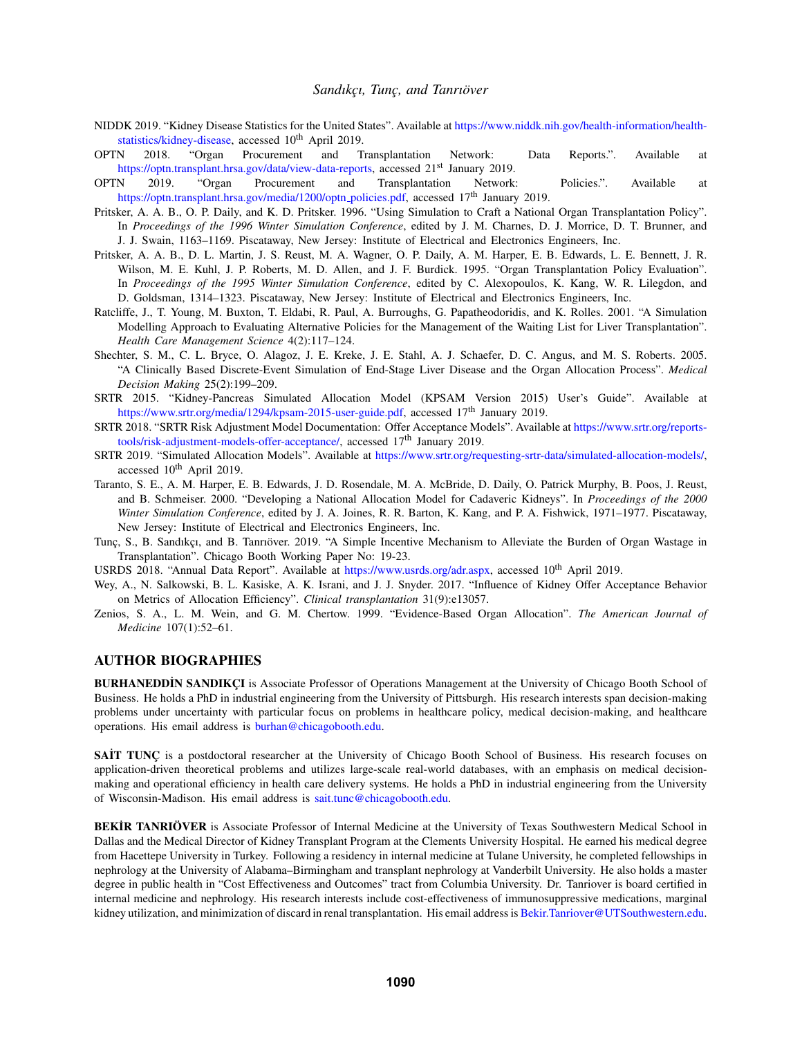NIDDK 2019. "Kidney Disease Statistics for the United States". Available at https://www.niddk.nih.gov/health-information/health-statistics/kidney-disease, accessed 10th April 2019.

OPTN 2018. "Organ Procurement and Transplantation Network: Data Reports.". Available at https://optn.transplant.hrsa.gov/data/view-data-reports, accessed 21st January 2019.

OPTN 2019. "Organ Procurement and Transplantation Network: Policies.". Available at https://optn.transplant.hrsa.gov/media/1200/optn_policies.pdf, accessed 17th January 2019.

Pritsker, A. A. B., O. P. Daily, and K. D. Pritsker. 1996. "Using Simulation to Craft a National Organ Transplantation Policy". In *Proceedings of the 1996 Winter Simulation Conference*, edited by J. M. Charnes, D. J. Morrice, D. T. Brunner, and J. J. Swain, 1163–1169. Piscataway, New Jersey: Institute of Electrical and Electronics Engineers, Inc.

Pritsker, A. A. B., D. L. Martin, J. S. Reust, M. A. Wagner, O. P. Daily, A. M. Harper, E. B. Edwards, L. E. Bennett, J. R. Wilson, M. E. Kuhl, J. P. Roberts, M. D. Allen, and J. F. Burdick. 1995. "Organ Transplantation Policy Evaluation". In *Proceedings of the 1995 Winter Simulation Conference*, edited by C. Alexopoulos, K. Kang, W. R. Lilegdon, and D. Goldsman, 1314–1323. Piscataway, New Jersey: Institute of Electrical and Electronics Engineers, Inc.

Ratcliffe, J., T. Young, M. Buxton, T. Eldabi, R. Paul, A. Burroughs, G. Papatheodoridis, and K. Rolles. 2001. "A Simulation Modelling Approach to Evaluating Alternative Policies for the Management of the Waiting List for Liver Transplantation". *Health Care Management Science* 4(2):117–124.

Shechter, S. M., C. L. Bryce, O. Alagoz, J. E. Kreke, J. E. Stahl, A. J. Schaefer, D. C. Angus, and M. S. Roberts. 2005. "A Clinically Based Discrete-Event Simulation of End-Stage Liver Disease and the Organ Allocation Process". *Medical Decision Making* 25(2):199–209.

SRTR 2015. "Kidney-Pancreas Simulated Allocation Model (KPSAM Version 2015) User's Guide". Available at https://www.srtr.org/media/1294/kpsam-2015-user-guide.pdf, accessed 17th January 2019.

SRTR 2018. "SRTR Risk Adjustment Model Documentation: Offer Acceptance Models". Available at https://www.srtr.org/reports-tools/risk-adjustment-models-offer-acceptance/, accessed 17th January 2019.

SRTR 2019. "Simulated Allocation Models". Available at https://www.srtr.org/requesting-srtr-data/simulated-allocation-models/, accessed 10th April 2019.

Taranto, S. E., A. M. Harper, E. B. Edwards, J. D. Rosendale, M. A. McBride, D. Daily, O. Patrick Murphy, B. Poos, J. Reust, and B. Schmeiser. 2000. "Developing a National Allocation Model for Cadaveric Kidneys". In *Proceedings of the 2000 Winter Simulation Conference*, edited by J. A. Joines, R. R. Barton, K. Kang, and P. A. Fishwick, 1971–1977. Piscataway, New Jersey: Institute of Electrical and Electronics Engineers, Inc.

Tunç, S., B. Sandıkçı, and B. Tanrıöver. 2019. "A Simple Incentive Mechanism to Alleviate the Burden of Organ Wastage in Transplantation". Chicago Booth Working Paper No: 19-23.

USRDS 2018. "Annual Data Report". Available at https://www.usrds.org/adr.aspx, accessed 10th April 2019.

Wey, A., N. Salkowski, B. L. Kasiske, A. K. Israni, and J. J. Snyder. 2017. "Influence of Kidney Offer Acceptance Behavior on Metrics of Allocation Efficiency". *Clinical transplantation* 31(9):e13057.

Zenios, S. A., L. M. Wein, and G. M. Chertow. 1999. "Evidence-Based Organ Allocation". *The American Journal of Medicine* 107(1):52–61.

## AUTHOR BIOGRAPHIES

**BURHANEDDİN SANDIKÇI** is Associate Professor of Operations Management at the University of Chicago Booth School of Business. He holds a PhD in industrial engineering from the University of Pittsburgh. His research interests span decision-making problems under uncertainty with particular focus on problems in healthcare policy, medical decision-making, and healthcare operations. His email address is burhan@chicagobooth.edu.

**SAİT TUNÇ** is a postdoctoral researcher at the University of Chicago Booth School of Business. His research focuses on application-driven theoretical problems and utilizes large-scale real-world databases, with an emphasis on medical decision-making and operational efficiency in health care delivery systems. He holds a PhD in industrial engineering from the University of Wisconsin-Madison. His email address is sait.tunc@chicagobooth.edu.

**BEKİR TANRIÖVER** is Associate Professor of Internal Medicine at the University of Texas Southwestern Medical School in Dallas and the Medical Director of Kidney Transplant Program at the Clements University Hospital. He earned his medical degree from Hacettepe University in Turkey. Following a residency in internal medicine at Tulane University, he completed fellowships in nephrology at the University of Alabama–Birmingham and transplant nephrology at Vanderbilt University. He also holds a master degree in public health in "Cost Effectiveness and Outcomes" tract from Columbia University. Dr. Tanriover is board certified in internal medicine and nephrology. His research interests include cost-effectiveness of immunosuppressive medications, marginal kidney utilization, and minimization of discard in renal transplantation. His email address is Bekir.Tanriover@UTSouthwestern.edu.